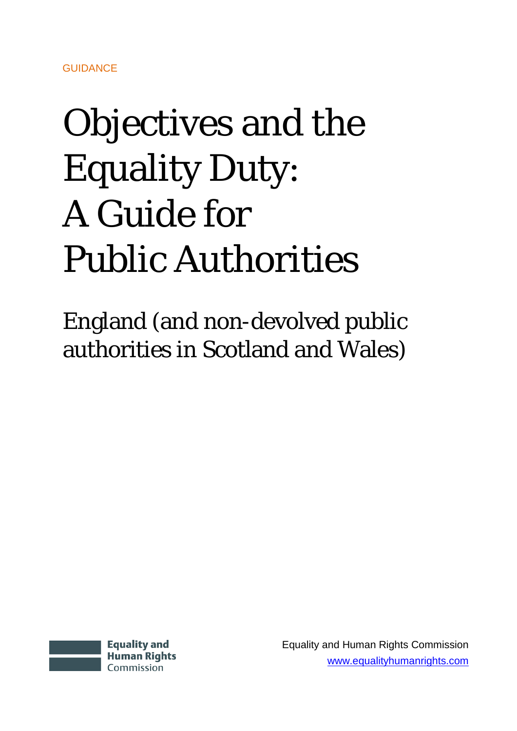GUIDANCE

# Objectives and the Equality Duty: A Guide for Public Authorities

## England (and non-devolved public authorities in Scotland and Wales)

Equality and Human Rights Commission

Equality and Human Rights Commission
www.equalityhumanrights.com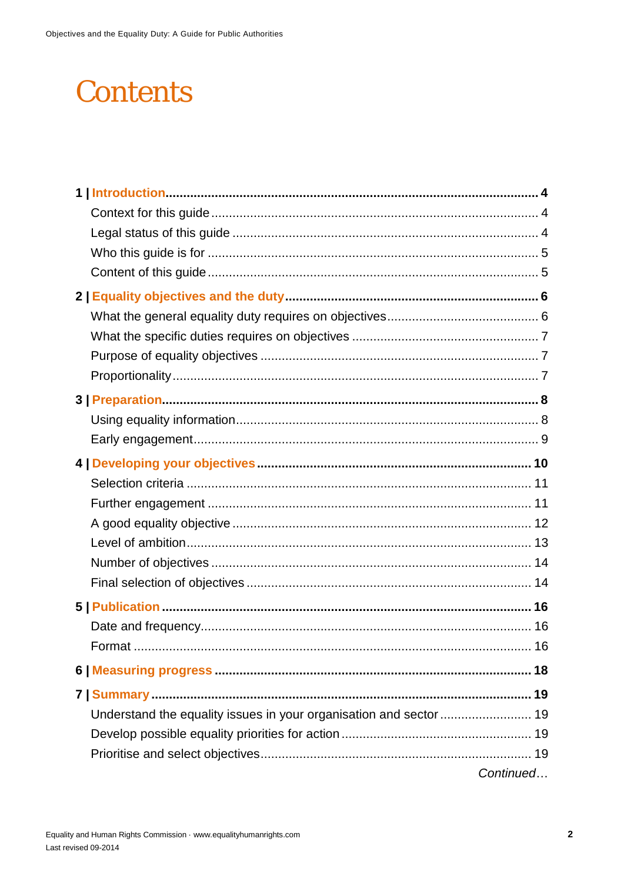# Contents

**1 | Introduction** .......... **4**
- Context for this guide .......... 4
- Legal status of this guide .......... 4
- Who this guide is for .......... 5
- Content of this guide .......... 5

**2 | Equality objectives and the duty** .......... **6**
- What the general equality duty requires on objectives .......... 6
- What the specific duties requires on objectives .......... 7
- Purpose of equality objectives .......... 7
- Proportionality .......... 7

**3 | Preparation** .......... **8**
- Using equality information .......... 8
- Early engagement .......... 9

**4 | Developing your objectives** .......... **10**
- Selection criteria .......... 11
- Further engagement .......... 11
- A good equality objective .......... 12
- Level of ambition .......... 13
- Number of objectives .......... 14
- Final selection of objectives .......... 14

**5 | Publication** .......... **16**
- Date and frequency .......... 16
- Format .......... 16

**6 | Measuring progress** .......... **18**

**7 | Summary** .......... **19**
- Understand the equality issues in your organisation and sector .......... 19
- Develop possible equality priorities for action .......... 19
- Prioritise and select objectives .......... 19

*Continued…*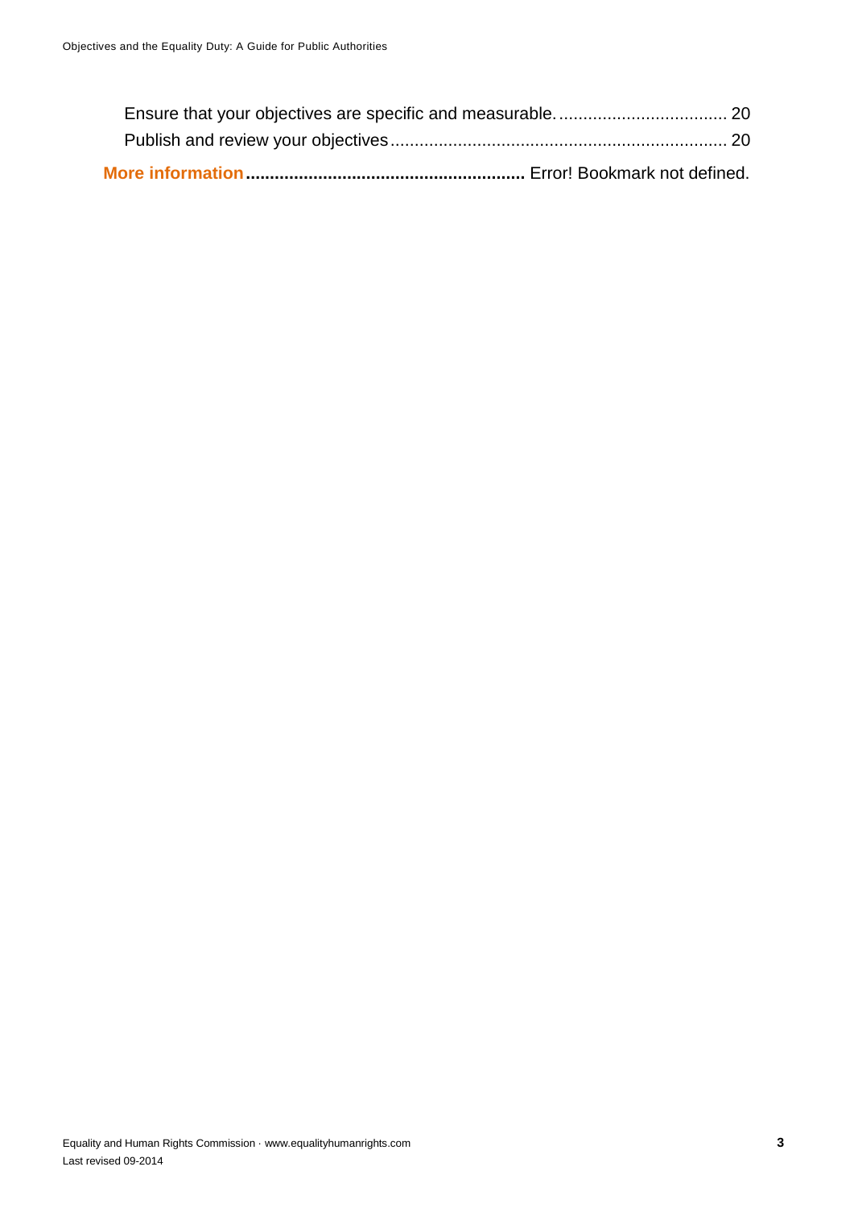Ensure that your objectives are specific and measurable. .................................. 20
Publish and review your objectives ..................................................................... 20

**More information** ......................................................... Error! Bookmark not defined.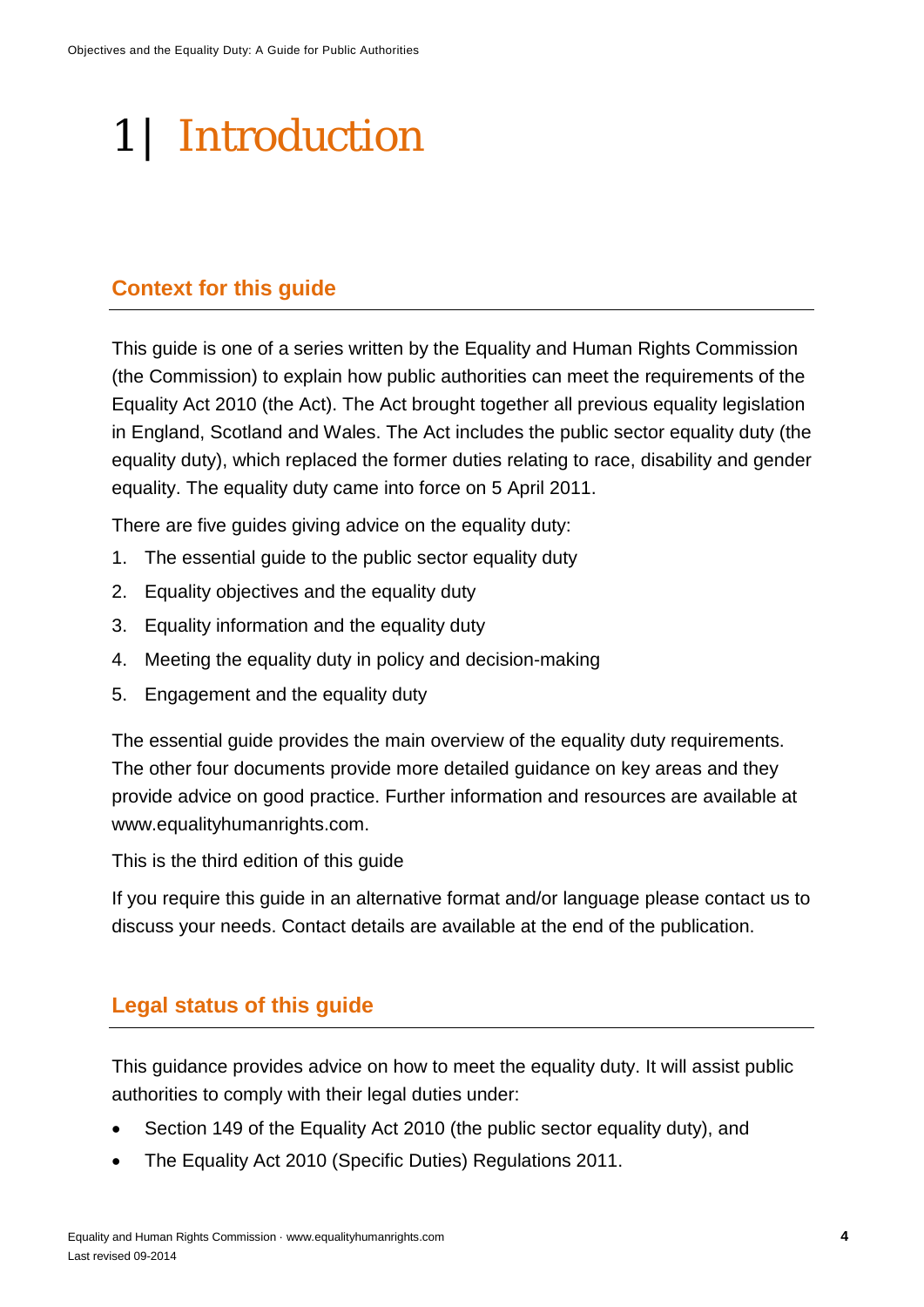# 1| Introduction

## Context for this guide

This guide is one of a series written by the Equality and Human Rights Commission (the Commission) to explain how public authorities can meet the requirements of the Equality Act 2010 (the Act). The Act brought together all previous equality legislation in England, Scotland and Wales. The Act includes the public sector equality duty (the equality duty), which replaced the former duties relating to race, disability and gender equality. The equality duty came into force on 5 April 2011.

There are five guides giving advice on the equality duty:

1. The essential guide to the public sector equality duty
2. Equality objectives and the equality duty
3. Equality information and the equality duty
4. Meeting the equality duty in policy and decision-making
5. Engagement and the equality duty

The essential guide provides the main overview of the equality duty requirements. The other four documents provide more detailed guidance on key areas and they provide advice on good practice. Further information and resources are available at www.equalityhumanrights.com.

This is the third edition of this guide

If you require this guide in an alternative format and/or language please contact us to discuss your needs. Contact details are available at the end of the publication.

## Legal status of this guide

This guidance provides advice on how to meet the equality duty. It will assist public authorities to comply with their legal duties under:

- Section 149 of the Equality Act 2010 (the public sector equality duty), and
- The Equality Act 2010 (Specific Duties) Regulations 2011.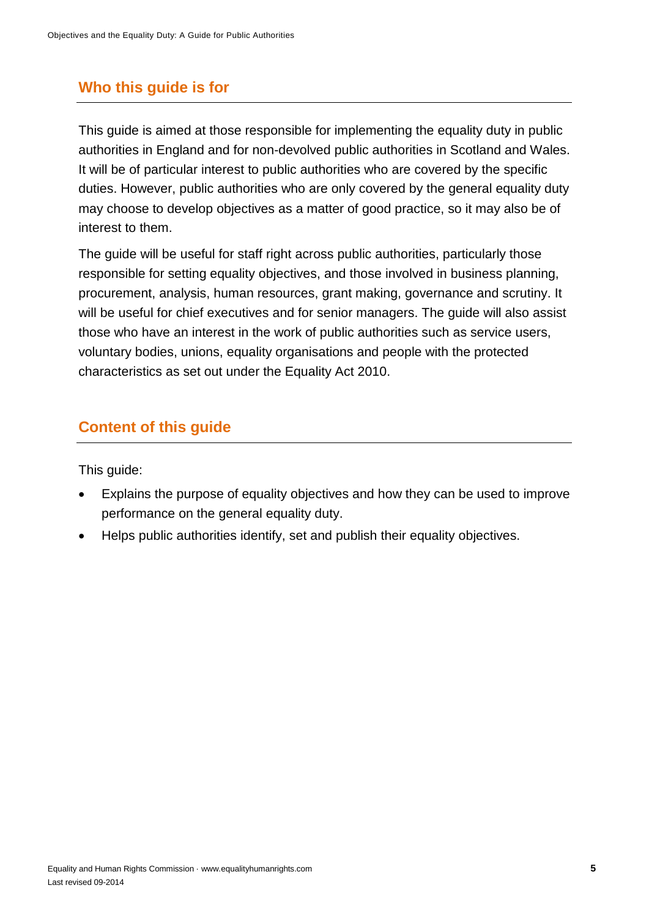## Who this guide is for

This guide is aimed at those responsible for implementing the equality duty in public authorities in England and for non-devolved public authorities in Scotland and Wales. It will be of particular interest to public authorities who are covered by the specific duties. However, public authorities who are only covered by the general equality duty may choose to develop objectives as a matter of good practice, so it may also be of interest to them.

The guide will be useful for staff right across public authorities, particularly those responsible for setting equality objectives, and those involved in business planning, procurement, analysis, human resources, grant making, governance and scrutiny. It will be useful for chief executives and for senior managers. The guide will also assist those who have an interest in the work of public authorities such as service users, voluntary bodies, unions, equality organisations and people with the protected characteristics as set out under the Equality Act 2010.

## Content of this guide

This guide:

- Explains the purpose of equality objectives and how they can be used to improve performance on the general equality duty.
- Helps public authorities identify, set and publish their equality objectives.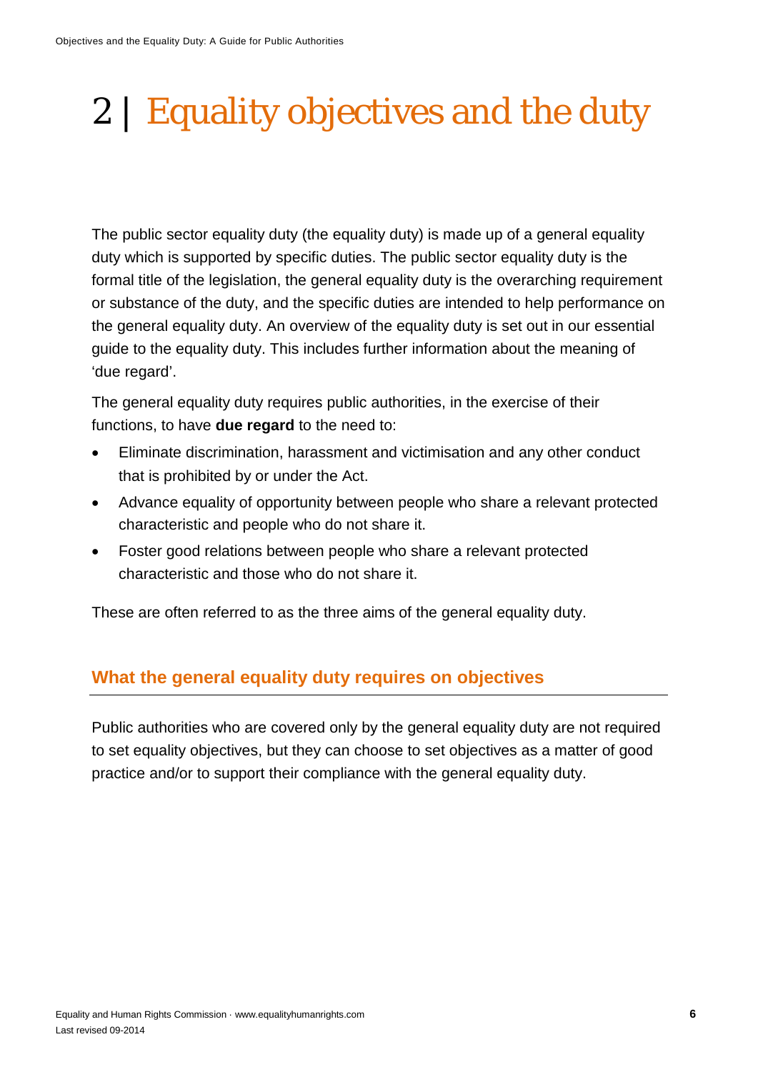# 2 | Equality objectives and the duty

The public sector equality duty (the equality duty) is made up of a general equality duty which is supported by specific duties. The public sector equality duty is the formal title of the legislation, the general equality duty is the overarching requirement or substance of the duty, and the specific duties are intended to help performance on the general equality duty. An overview of the equality duty is set out in our essential guide to the equality duty. This includes further information about the meaning of 'due regard'.

The general equality duty requires public authorities, in the exercise of their functions, to have **due regard** to the need to:

- Eliminate discrimination, harassment and victimisation and any other conduct that is prohibited by or under the Act.
- Advance equality of opportunity between people who share a relevant protected characteristic and people who do not share it.
- Foster good relations between people who share a relevant protected characteristic and those who do not share it.

These are often referred to as the three aims of the general equality duty.

## What the general equality duty requires on objectives

Public authorities who are covered only by the general equality duty are not required to set equality objectives, but they can choose to set objectives as a matter of good practice and/or to support their compliance with the general equality duty.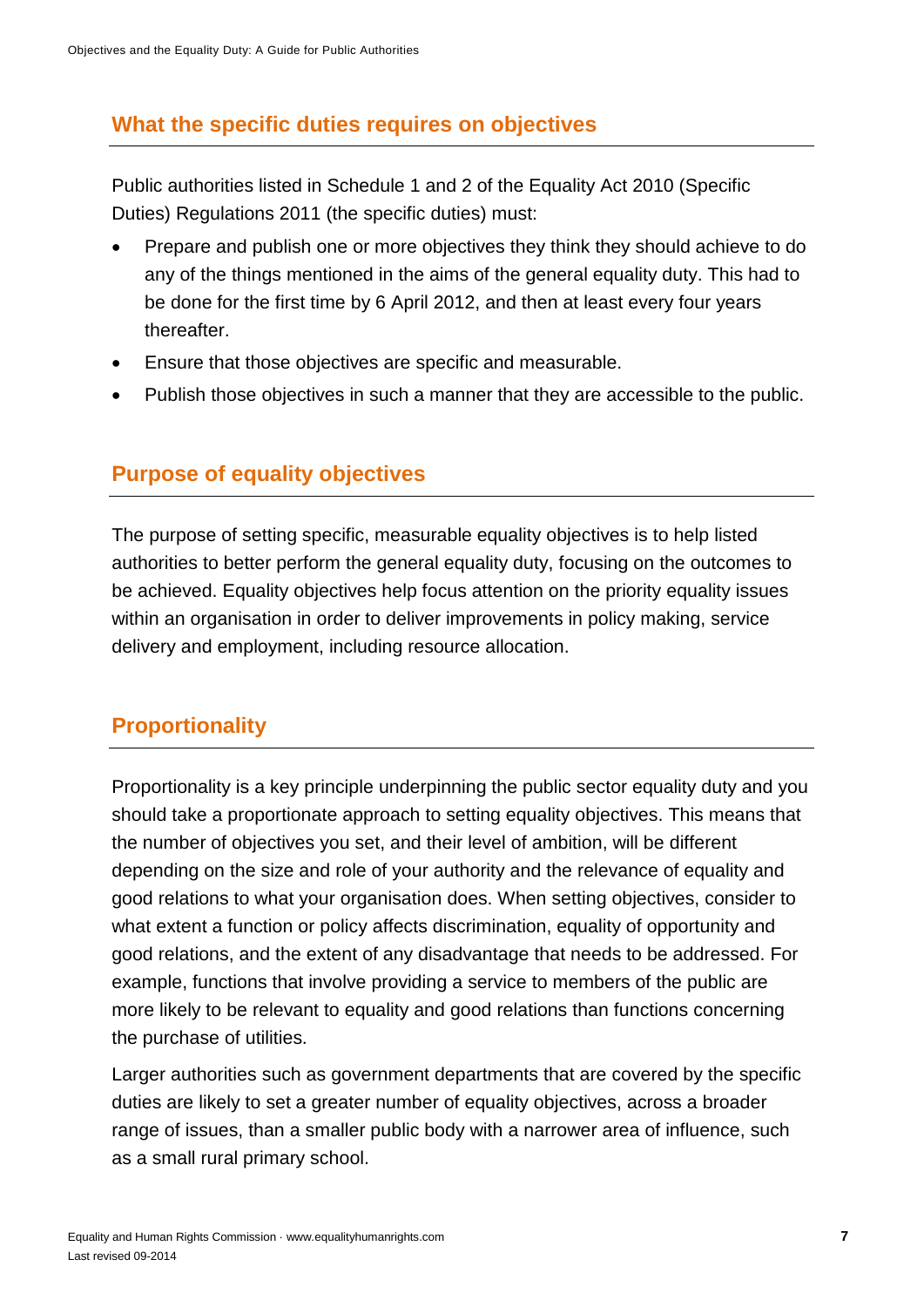## What the specific duties requires on objectives

Public authorities listed in Schedule 1 and 2 of the Equality Act 2010 (Specific Duties) Regulations 2011 (the specific duties) must:

- Prepare and publish one or more objectives they think they should achieve to do any of the things mentioned in the aims of the general equality duty. This had to be done for the first time by 6 April 2012, and then at least every four years thereafter.
- Ensure that those objectives are specific and measurable.
- Publish those objectives in such a manner that they are accessible to the public.

## Purpose of equality objectives

The purpose of setting specific, measurable equality objectives is to help listed authorities to better perform the general equality duty, focusing on the outcomes to be achieved. Equality objectives help focus attention on the priority equality issues within an organisation in order to deliver improvements in policy making, service delivery and employment, including resource allocation.

## Proportionality

Proportionality is a key principle underpinning the public sector equality duty and you should take a proportionate approach to setting equality objectives. This means that the number of objectives you set, and their level of ambition, will be different depending on the size and role of your authority and the relevance of equality and good relations to what your organisation does. When setting objectives, consider to what extent a function or policy affects discrimination, equality of opportunity and good relations, and the extent of any disadvantage that needs to be addressed. For example, functions that involve providing a service to members of the public are more likely to be relevant to equality and good relations than functions concerning the purchase of utilities.

Larger authorities such as government departments that are covered by the specific duties are likely to set a greater number of equality objectives, across a broader range of issues, than a smaller public body with a narrower area of influence, such as a small rural primary school.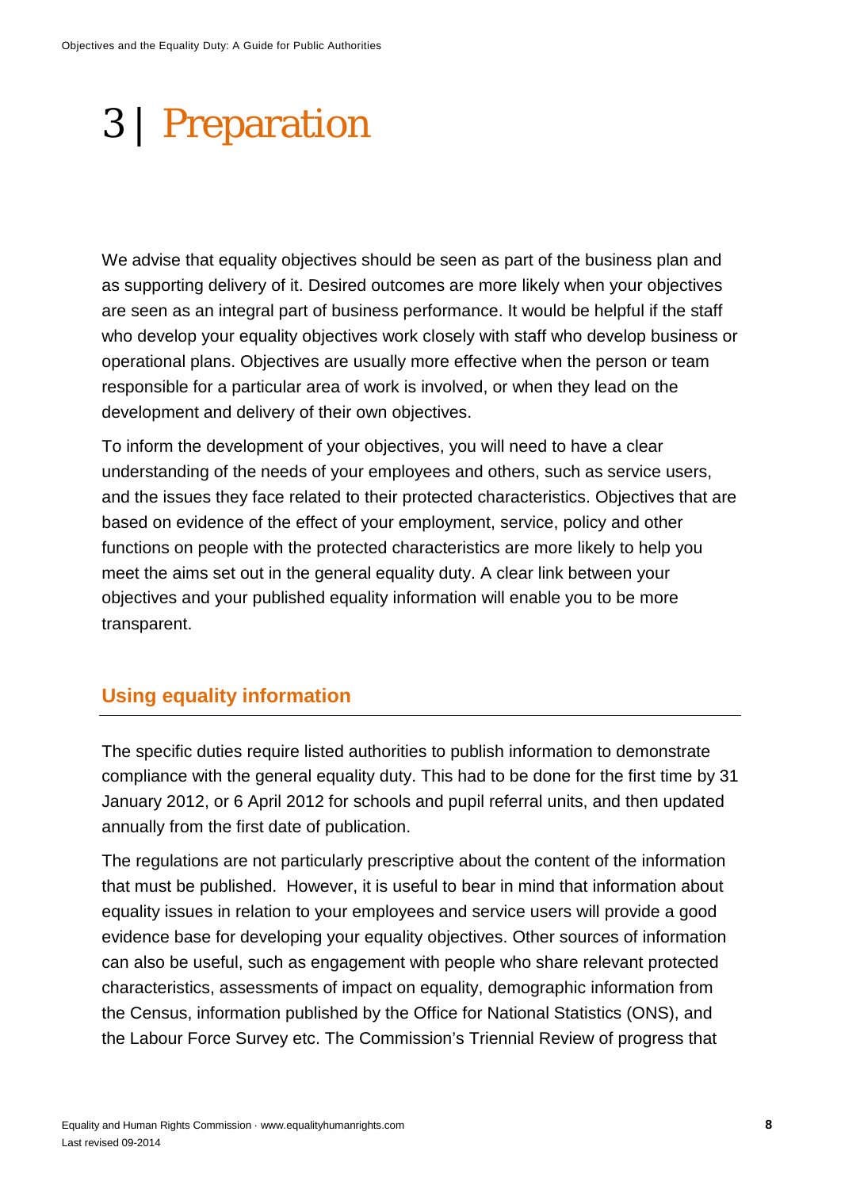# 3 | Preparation

We advise that equality objectives should be seen as part of the business plan and as supporting delivery of it. Desired outcomes are more likely when your objectives are seen as an integral part of business performance. It would be helpful if the staff who develop your equality objectives work closely with staff who develop business or operational plans. Objectives are usually more effective when the person or team responsible for a particular area of work is involved, or when they lead on the development and delivery of their own objectives.

To inform the development of your objectives, you will need to have a clear understanding of the needs of your employees and others, such as service users, and the issues they face related to their protected characteristics. Objectives that are based on evidence of the effect of your employment, service, policy and other functions on people with the protected characteristics are more likely to help you meet the aims set out in the general equality duty. A clear link between your objectives and your published equality information will enable you to be more transparent.

## Using equality information

The specific duties require listed authorities to publish information to demonstrate compliance with the general equality duty. This had to be done for the first time by 31 January 2012, or 6 April 2012 for schools and pupil referral units, and then updated annually from the first date of publication.

The regulations are not particularly prescriptive about the content of the information that must be published. However, it is useful to bear in mind that information about equality issues in relation to your employees and service users will provide a good evidence base for developing your equality objectives. Other sources of information can also be useful, such as engagement with people who share relevant protected characteristics, assessments of impact on equality, demographic information from the Census, information published by the Office for National Statistics (ONS), and the Labour Force Survey etc. The Commission's Triennial Review of progress that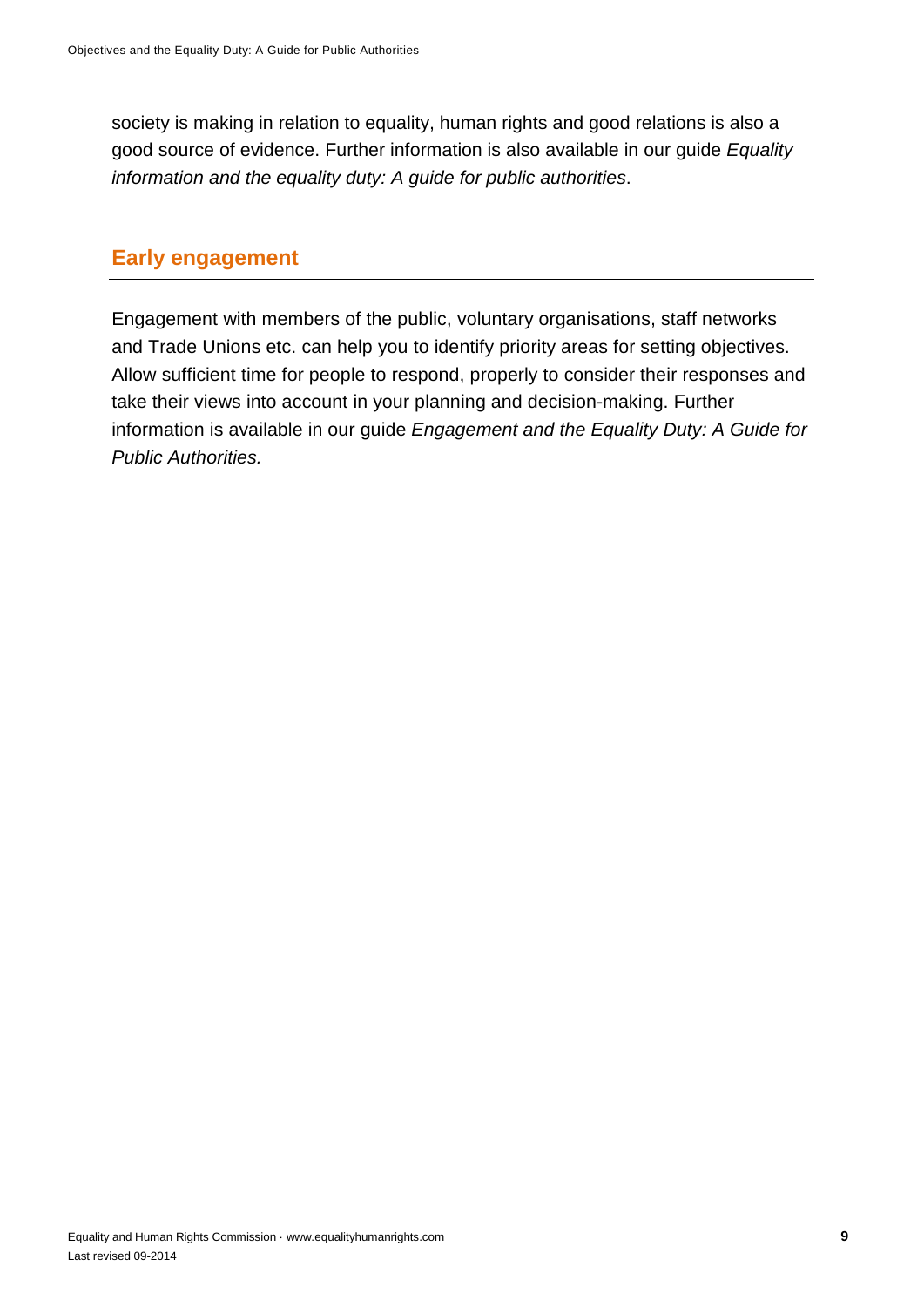society is making in relation to equality, human rights and good relations is also a good source of evidence. Further information is also available in our guide *Equality information and the equality duty: A guide for public authorities*.

## Early engagement

Engagement with members of the public, voluntary organisations, staff networks and Trade Unions etc. can help you to identify priority areas for setting objectives. Allow sufficient time for people to respond, properly to consider their responses and take their views into account in your planning and decision-making. Further information is available in our guide *Engagement and the Equality Duty: A Guide for Public Authorities.*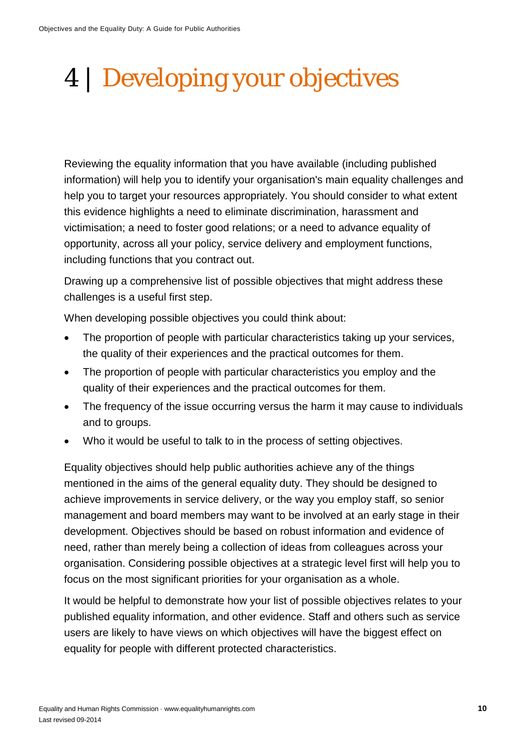# 4 | Developing your objectives

Reviewing the equality information that you have available (including published information) will help you to identify your organisation's main equality challenges and help you to target your resources appropriately. You should consider to what extent this evidence highlights a need to eliminate discrimination, harassment and victimisation; a need to foster good relations; or a need to advance equality of opportunity, across all your policy, service delivery and employment functions, including functions that you contract out.

Drawing up a comprehensive list of possible objectives that might address these challenges is a useful first step.

When developing possible objectives you could think about:

- The proportion of people with particular characteristics taking up your services, the quality of their experiences and the practical outcomes for them.
- The proportion of people with particular characteristics you employ and the quality of their experiences and the practical outcomes for them.
- The frequency of the issue occurring versus the harm it may cause to individuals and to groups.
- Who it would be useful to talk to in the process of setting objectives.

Equality objectives should help public authorities achieve any of the things mentioned in the aims of the general equality duty. They should be designed to achieve improvements in service delivery, or the way you employ staff, so senior management and board members may want to be involved at an early stage in their development. Objectives should be based on robust information and evidence of need, rather than merely being a collection of ideas from colleagues across your organisation. Considering possible objectives at a strategic level first will help you to focus on the most significant priorities for your organisation as a whole.

It would be helpful to demonstrate how your list of possible objectives relates to your published equality information, and other evidence. Staff and others such as service users are likely to have views on which objectives will have the biggest effect on equality for people with different protected characteristics.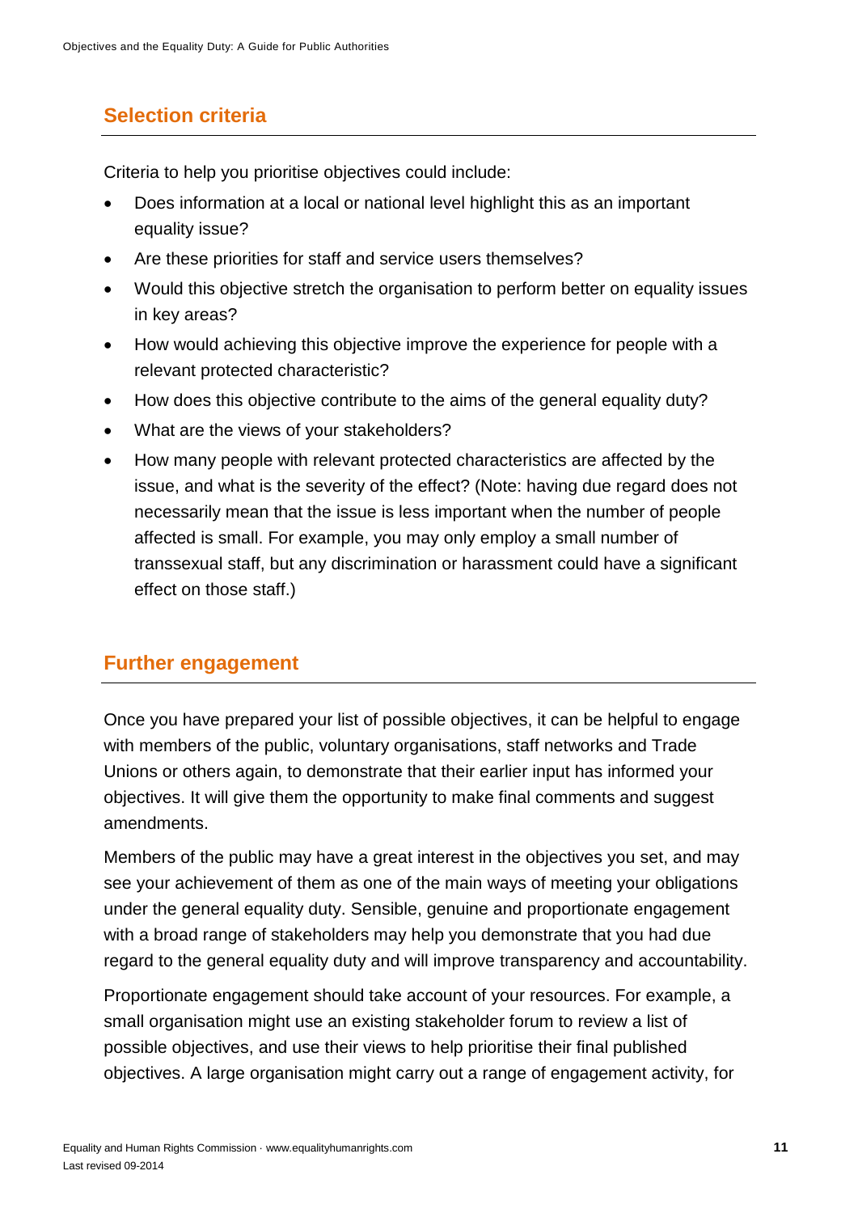## Selection criteria

Criteria to help you prioritise objectives could include:

- Does information at a local or national level highlight this as an important equality issue?
- Are these priorities for staff and service users themselves?
- Would this objective stretch the organisation to perform better on equality issues in key areas?
- How would achieving this objective improve the experience for people with a relevant protected characteristic?
- How does this objective contribute to the aims of the general equality duty?
- What are the views of your stakeholders?
- How many people with relevant protected characteristics are affected by the issue, and what is the severity of the effect? (Note: having due regard does not necessarily mean that the issue is less important when the number of people affected is small. For example, you may only employ a small number of transsexual staff, but any discrimination or harassment could have a significant effect on those staff.)

## Further engagement

Once you have prepared your list of possible objectives, it can be helpful to engage with members of the public, voluntary organisations, staff networks and Trade Unions or others again, to demonstrate that their earlier input has informed your objectives. It will give them the opportunity to make final comments and suggest amendments.

Members of the public may have a great interest in the objectives you set, and may see your achievement of them as one of the main ways of meeting your obligations under the general equality duty. Sensible, genuine and proportionate engagement with a broad range of stakeholders may help you demonstrate that you had due regard to the general equality duty and will improve transparency and accountability.

Proportionate engagement should take account of your resources. For example, a small organisation might use an existing stakeholder forum to review a list of possible objectives, and use their views to help prioritise their final published objectives. A large organisation might carry out a range of engagement activity, for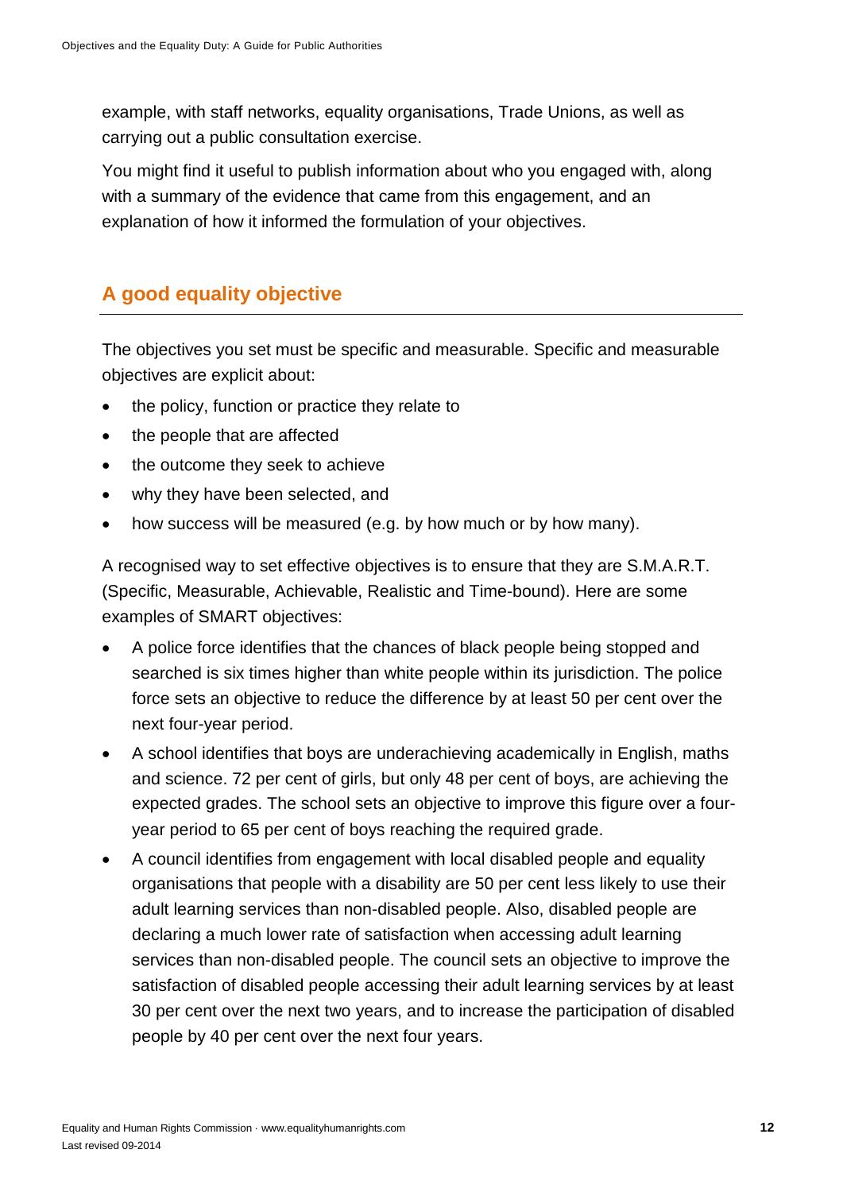example, with staff networks, equality organisations, Trade Unions, as well as carrying out a public consultation exercise.

You might find it useful to publish information about who you engaged with, along with a summary of the evidence that came from this engagement, and an explanation of how it informed the formulation of your objectives.

## A good equality objective

The objectives you set must be specific and measurable. Specific and measurable objectives are explicit about:

- the policy, function or practice they relate to
- the people that are affected
- the outcome they seek to achieve
- why they have been selected, and
- how success will be measured (e.g. by how much or by how many).

A recognised way to set effective objectives is to ensure that they are S.M.A.R.T. (Specific, Measurable, Achievable, Realistic and Time-bound). Here are some examples of SMART objectives:

- A police force identifies that the chances of black people being stopped and searched is six times higher than white people within its jurisdiction. The police force sets an objective to reduce the difference by at least 50 per cent over the next four-year period.
- A school identifies that boys are underachieving academically in English, maths and science. 72 per cent of girls, but only 48 per cent of boys, are achieving the expected grades. The school sets an objective to improve this figure over a four-year period to 65 per cent of boys reaching the required grade.
- A council identifies from engagement with local disabled people and equality organisations that people with a disability are 50 per cent less likely to use their adult learning services than non-disabled people. Also, disabled people are declaring a much lower rate of satisfaction when accessing adult learning services than non-disabled people. The council sets an objective to improve the satisfaction of disabled people accessing their adult learning services by at least 30 per cent over the next two years, and to increase the participation of disabled people by 40 per cent over the next four years.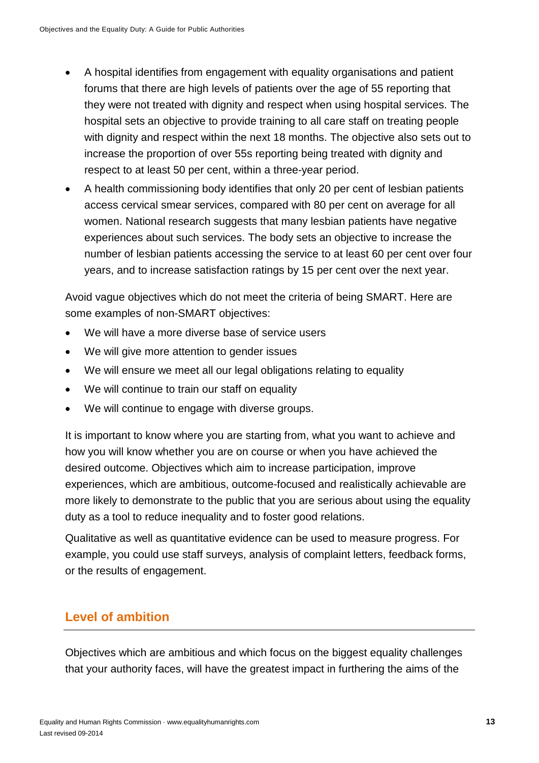- A hospital identifies from engagement with equality organisations and patient forums that there are high levels of patients over the age of 55 reporting that they were not treated with dignity and respect when using hospital services. The hospital sets an objective to provide training to all care staff on treating people with dignity and respect within the next 18 months. The objective also sets out to increase the proportion of over 55s reporting being treated with dignity and respect to at least 50 per cent, within a three-year period.
- A health commissioning body identifies that only 20 per cent of lesbian patients access cervical smear services, compared with 80 per cent on average for all women. National research suggests that many lesbian patients have negative experiences about such services. The body sets an objective to increase the number of lesbian patients accessing the service to at least 60 per cent over four years, and to increase satisfaction ratings by 15 per cent over the next year.

Avoid vague objectives which do not meet the criteria of being SMART. Here are some examples of non-SMART objectives:

- We will have a more diverse base of service users
- We will give more attention to gender issues
- We will ensure we meet all our legal obligations relating to equality
- We will continue to train our staff on equality
- We will continue to engage with diverse groups.

It is important to know where you are starting from, what you want to achieve and how you will know whether you are on course or when you have achieved the desired outcome. Objectives which aim to increase participation, improve experiences, which are ambitious, outcome-focused and realistically achievable are more likely to demonstrate to the public that you are serious about using the equality duty as a tool to reduce inequality and to foster good relations.

Qualitative as well as quantitative evidence can be used to measure progress. For example, you could use staff surveys, analysis of complaint letters, feedback forms, or the results of engagement.

## Level of ambition

Objectives which are ambitious and which focus on the biggest equality challenges that your authority faces, will have the greatest impact in furthering the aims of the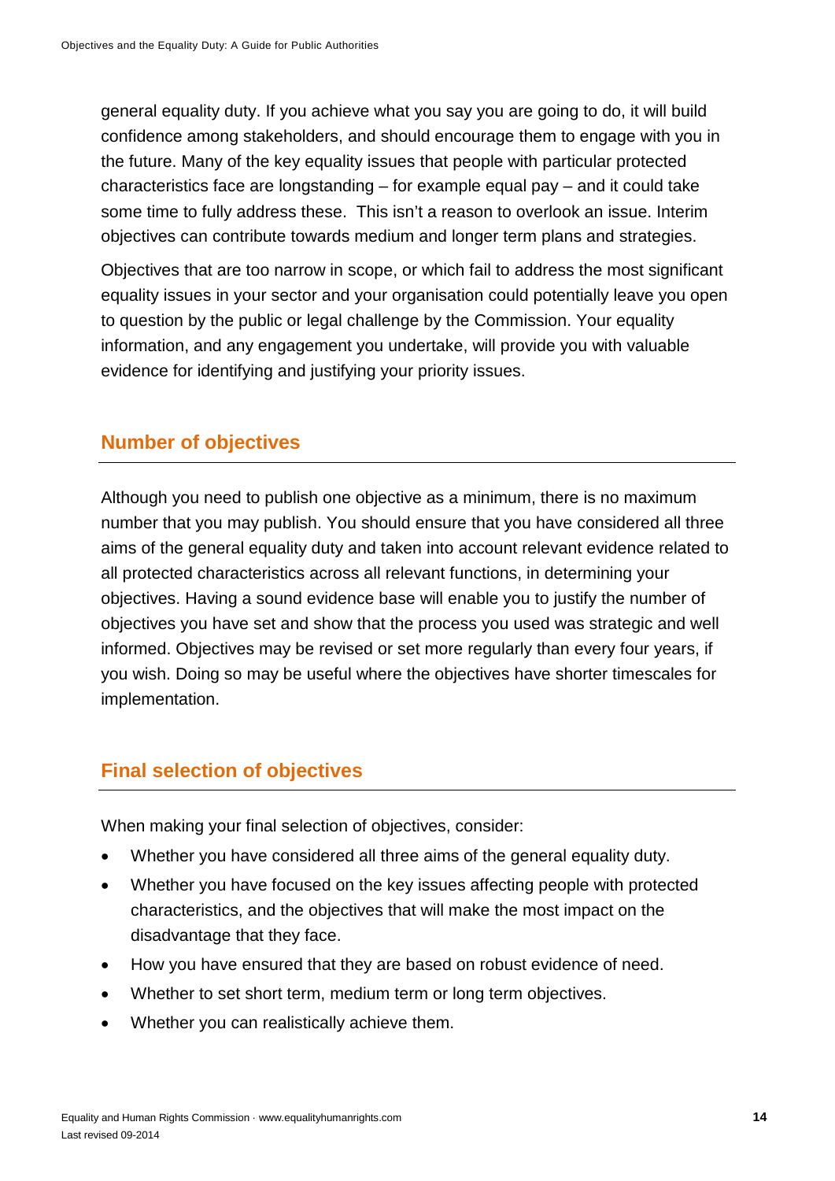general equality duty. If you achieve what you say you are going to do, it will build confidence among stakeholders, and should encourage them to engage with you in the future. Many of the key equality issues that people with particular protected characteristics face are longstanding – for example equal pay – and it could take some time to fully address these. This isn't a reason to overlook an issue. Interim objectives can contribute towards medium and longer term plans and strategies.

Objectives that are too narrow in scope, or which fail to address the most significant equality issues in your sector and your organisation could potentially leave you open to question by the public or legal challenge by the Commission. Your equality information, and any engagement you undertake, will provide you with valuable evidence for identifying and justifying your priority issues.

## Number of objectives

Although you need to publish one objective as a minimum, there is no maximum number that you may publish. You should ensure that you have considered all three aims of the general equality duty and taken into account relevant evidence related to all protected characteristics across all relevant functions, in determining your objectives. Having a sound evidence base will enable you to justify the number of objectives you have set and show that the process you used was strategic and well informed. Objectives may be revised or set more regularly than every four years, if you wish. Doing so may be useful where the objectives have shorter timescales for implementation.

## Final selection of objectives

When making your final selection of objectives, consider:

- Whether you have considered all three aims of the general equality duty.
- Whether you have focused on the key issues affecting people with protected characteristics, and the objectives that will make the most impact on the disadvantage that they face.
- How you have ensured that they are based on robust evidence of need.
- Whether to set short term, medium term or long term objectives.
- Whether you can realistically achieve them.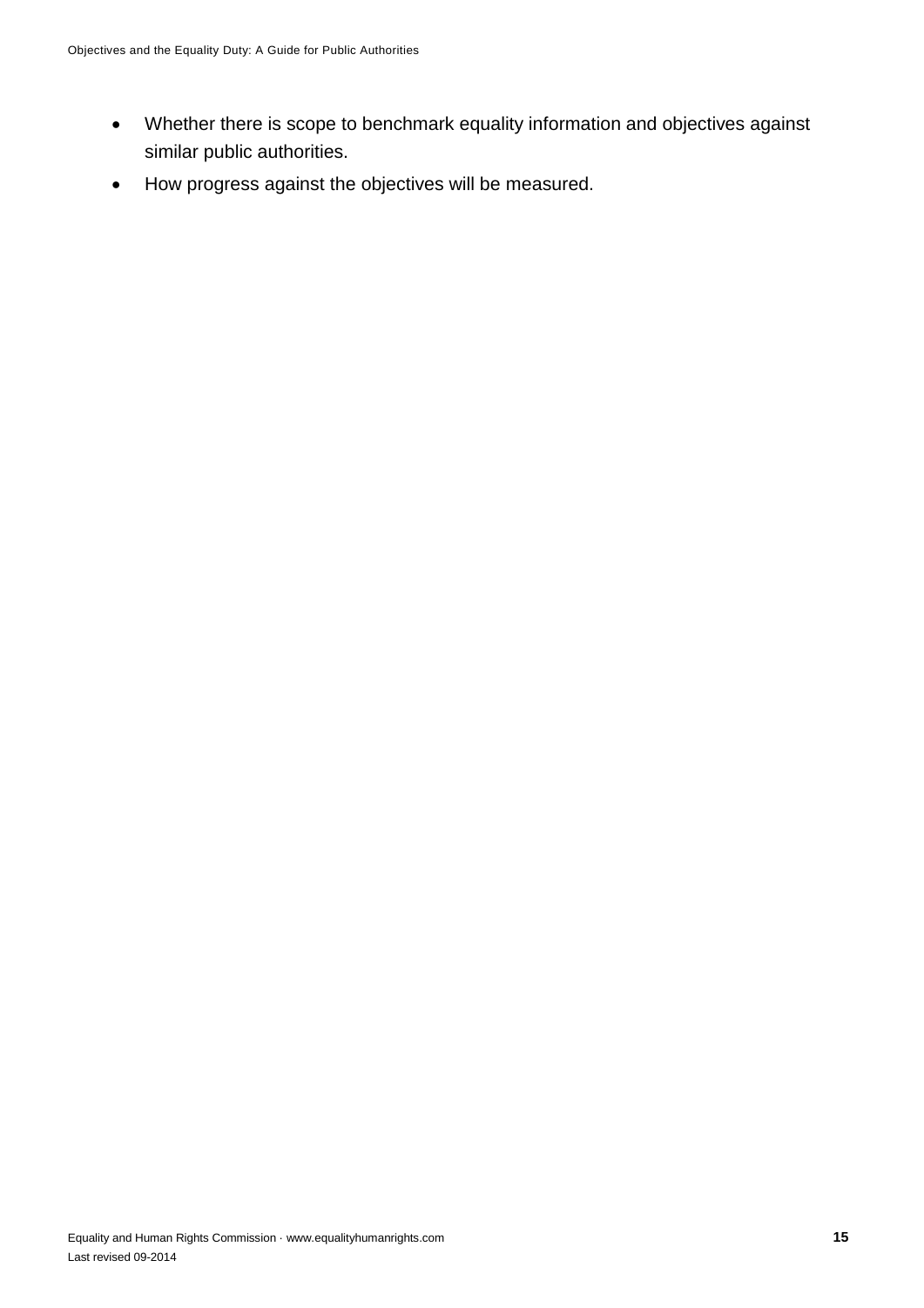- Whether there is scope to benchmark equality information and objectives against similar public authorities.
- How progress against the objectives will be measured.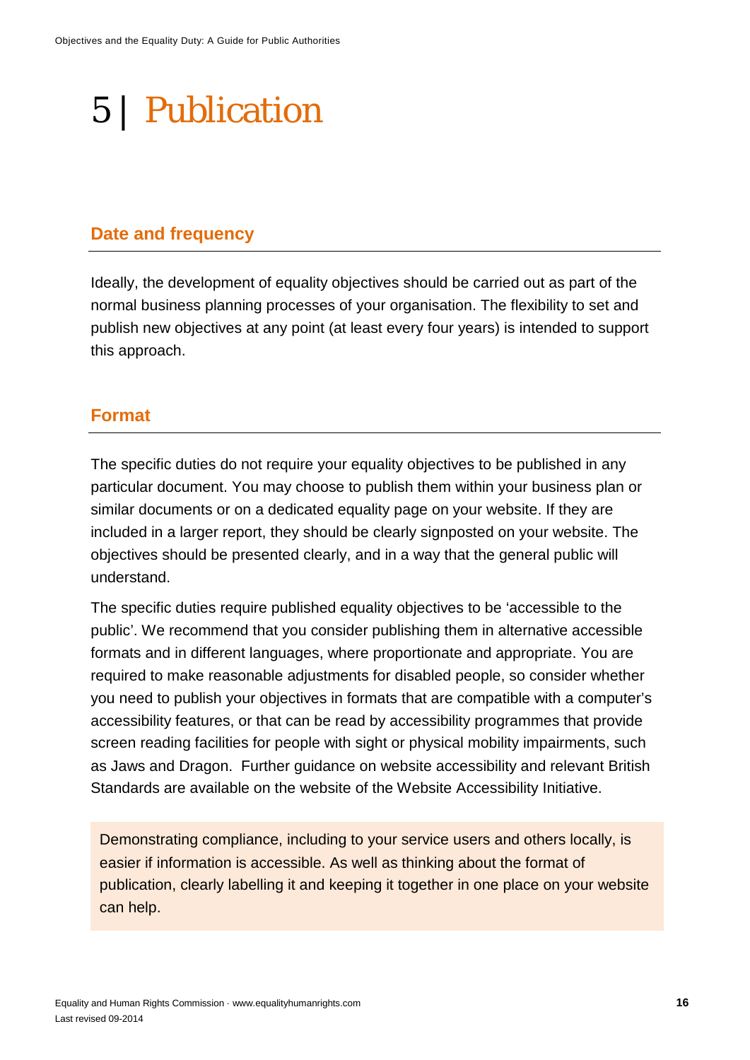# 5 | Publication

## Date and frequency

Ideally, the development of equality objectives should be carried out as part of the normal business planning processes of your organisation. The flexibility to set and publish new objectives at any point (at least every four years) is intended to support this approach.

## Format

The specific duties do not require your equality objectives to be published in any particular document. You may choose to publish them within your business plan or similar documents or on a dedicated equality page on your website. If they are included in a larger report, they should be clearly signposted on your website. The objectives should be presented clearly, and in a way that the general public will understand.

The specific duties require published equality objectives to be 'accessible to the public'. We recommend that you consider publishing them in alternative accessible formats and in different languages, where proportionate and appropriate. You are required to make reasonable adjustments for disabled people, so consider whether you need to publish your objectives in formats that are compatible with a computer's accessibility features, or that can be read by accessibility programmes that provide screen reading facilities for people with sight or physical mobility impairments, such as Jaws and Dragon. Further guidance on website accessibility and relevant British Standards are available on the website of the Website Accessibility Initiative.

> Demonstrating compliance, including to your service users and others locally, is easier if information is accessible. As well as thinking about the format of publication, clearly labelling it and keeping it together in one place on your website can help.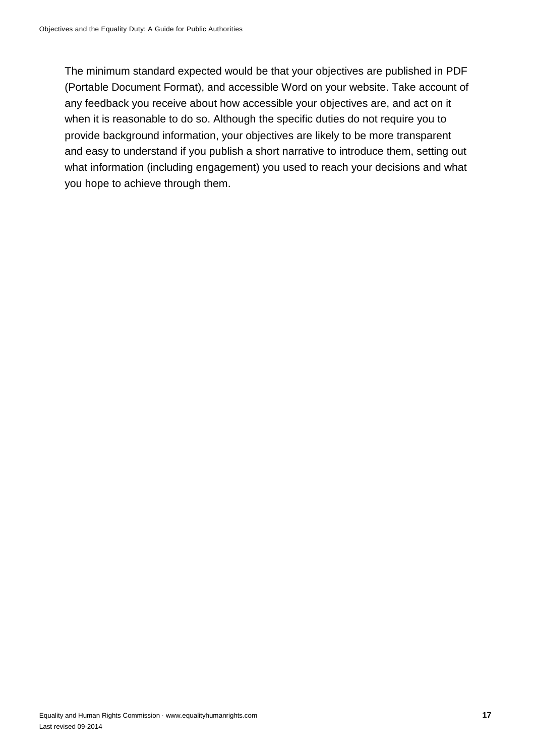The minimum standard expected would be that your objectives are published in PDF (Portable Document Format), and accessible Word on your website. Take account of any feedback you receive about how accessible your objectives are, and act on it when it is reasonable to do so. Although the specific duties do not require you to provide background information, your objectives are likely to be more transparent and easy to understand if you publish a short narrative to introduce them, setting out what information (including engagement) you used to reach your decisions and what you hope to achieve through them.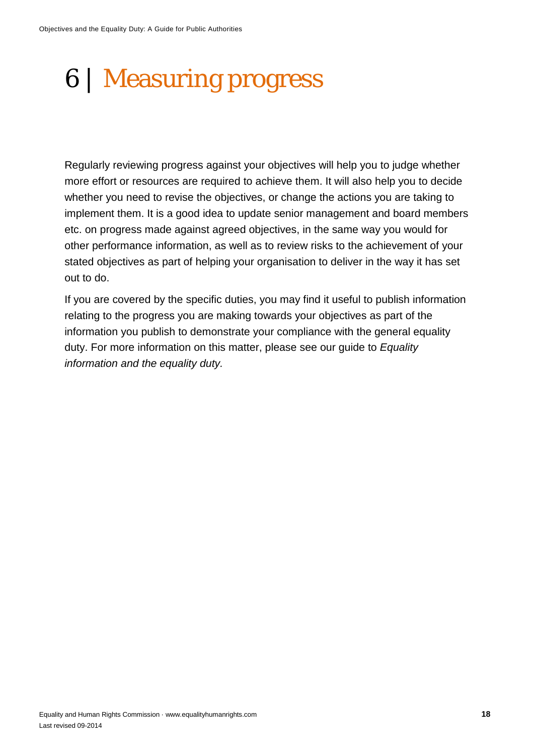# 6 | Measuring progress

Regularly reviewing progress against your objectives will help you to judge whether more effort or resources are required to achieve them. It will also help you to decide whether you need to revise the objectives, or change the actions you are taking to implement them. It is a good idea to update senior management and board members etc. on progress made against agreed objectives, in the same way you would for other performance information, as well as to review risks to the achievement of your stated objectives as part of helping your organisation to deliver in the way it has set out to do.

If you are covered by the specific duties, you may find it useful to publish information relating to the progress you are making towards your objectives as part of the information you publish to demonstrate your compliance with the general equality duty. For more information on this matter, please see our guide to *Equality information and the equality duty.*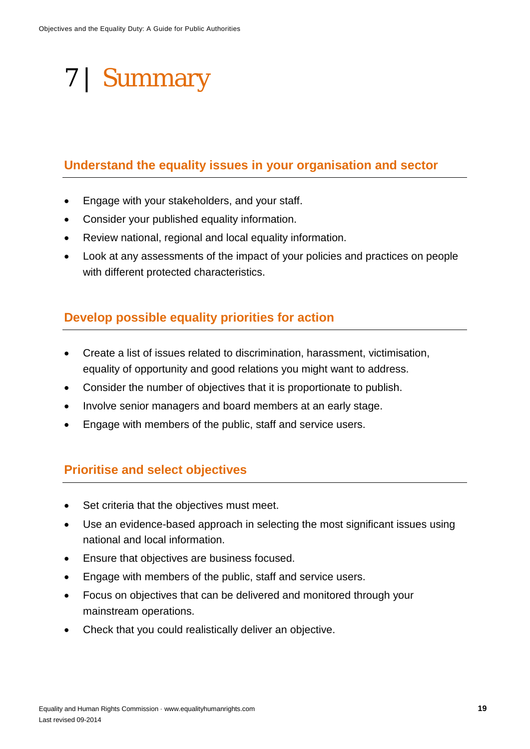# 7 | Summary

## Understand the equality issues in your organisation and sector

- Engage with your stakeholders, and your staff.
- Consider your published equality information.
- Review national, regional and local equality information.
- Look at any assessments of the impact of your policies and practices on people with different protected characteristics.

## Develop possible equality priorities for action

- Create a list of issues related to discrimination, harassment, victimisation, equality of opportunity and good relations you might want to address.
- Consider the number of objectives that it is proportionate to publish.
- Involve senior managers and board members at an early stage.
- Engage with members of the public, staff and service users.

## Prioritise and select objectives

- Set criteria that the objectives must meet.
- Use an evidence-based approach in selecting the most significant issues using national and local information.
- Ensure that objectives are business focused.
- Engage with members of the public, staff and service users.
- Focus on objectives that can be delivered and monitored through your mainstream operations.
- Check that you could realistically deliver an objective.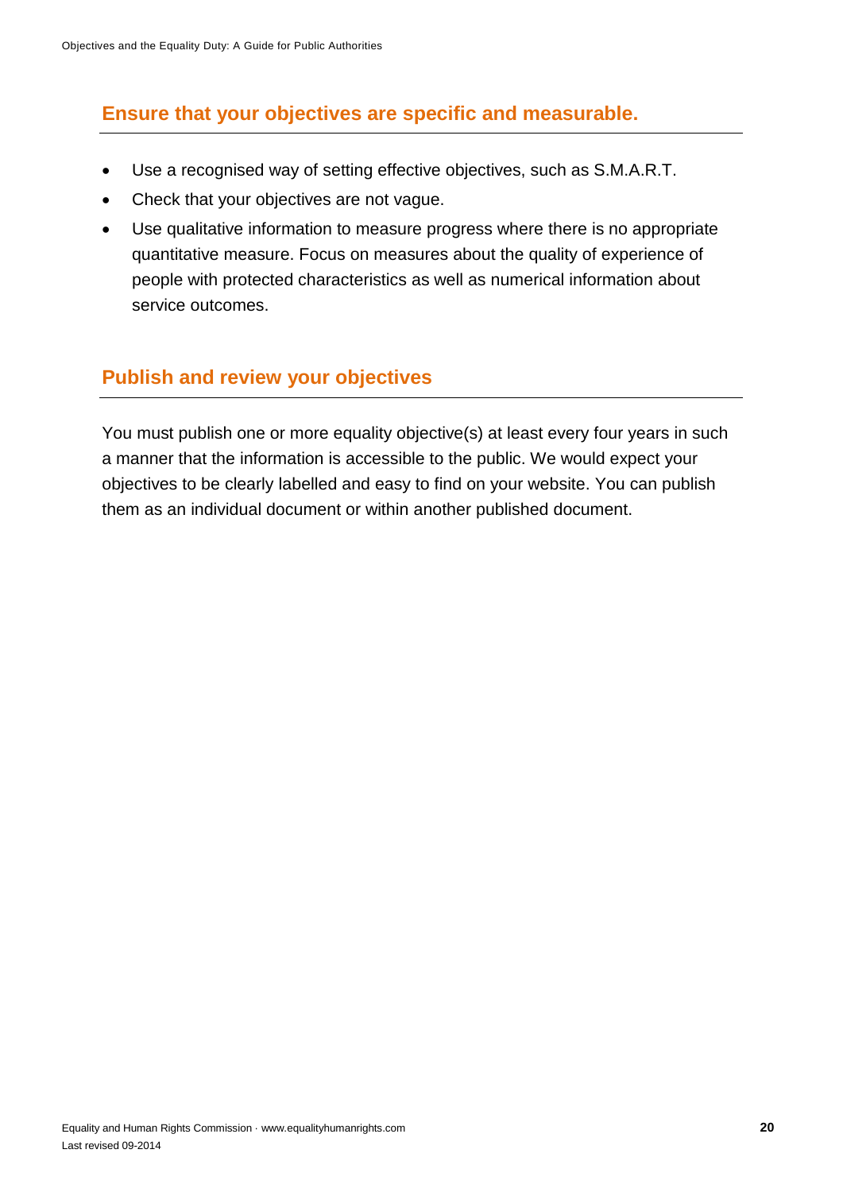## Ensure that your objectives are specific and measurable.

- Use a recognised way of setting effective objectives, such as S.M.A.R.T.
- Check that your objectives are not vague.
- Use qualitative information to measure progress where there is no appropriate quantitative measure. Focus on measures about the quality of experience of people with protected characteristics as well as numerical information about service outcomes.

## Publish and review your objectives

You must publish one or more equality objective(s) at least every four years in such a manner that the information is accessible to the public. We would expect your objectives to be clearly labelled and easy to find on your website. You can publish them as an individual document or within another published document.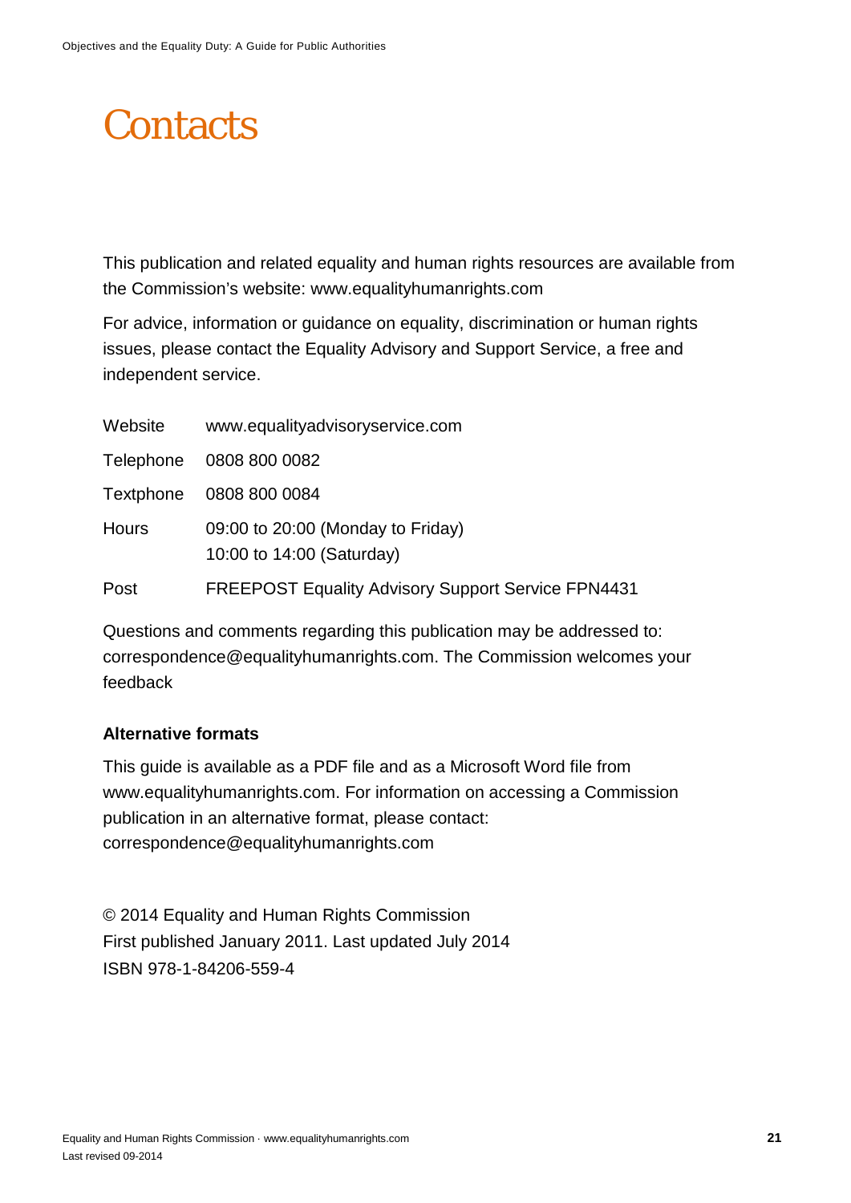# Contacts

This publication and related equality and human rights resources are available from the Commission's website: www.equalityhumanrights.com

For advice, information or guidance on equality, discrimination or human rights issues, please contact the Equality Advisory and Support Service, a free and independent service.

| | |
|---|---|
| Website | www.equalityadvisoryservice.com |
| Telephone | 0808 800 0082 |
| Textphone | 0808 800 0084 |
| Hours | 09:00 to 20:00 (Monday to Friday)<br>10:00 to 14:00 (Saturday) |
| Post | FREEPOST Equality Advisory Support Service FPN4431 |

Questions and comments regarding this publication may be addressed to: correspondence@equalityhumanrights.com. The Commission welcomes your feedback

**Alternative formats**

This guide is available as a PDF file and as a Microsoft Word file from www.equalityhumanrights.com. For information on accessing a Commission publication in an alternative format, please contact: correspondence@equalityhumanrights.com

© 2014 Equality and Human Rights Commission
First published January 2011. Last updated July 2014
ISBN 978-1-84206-559-4